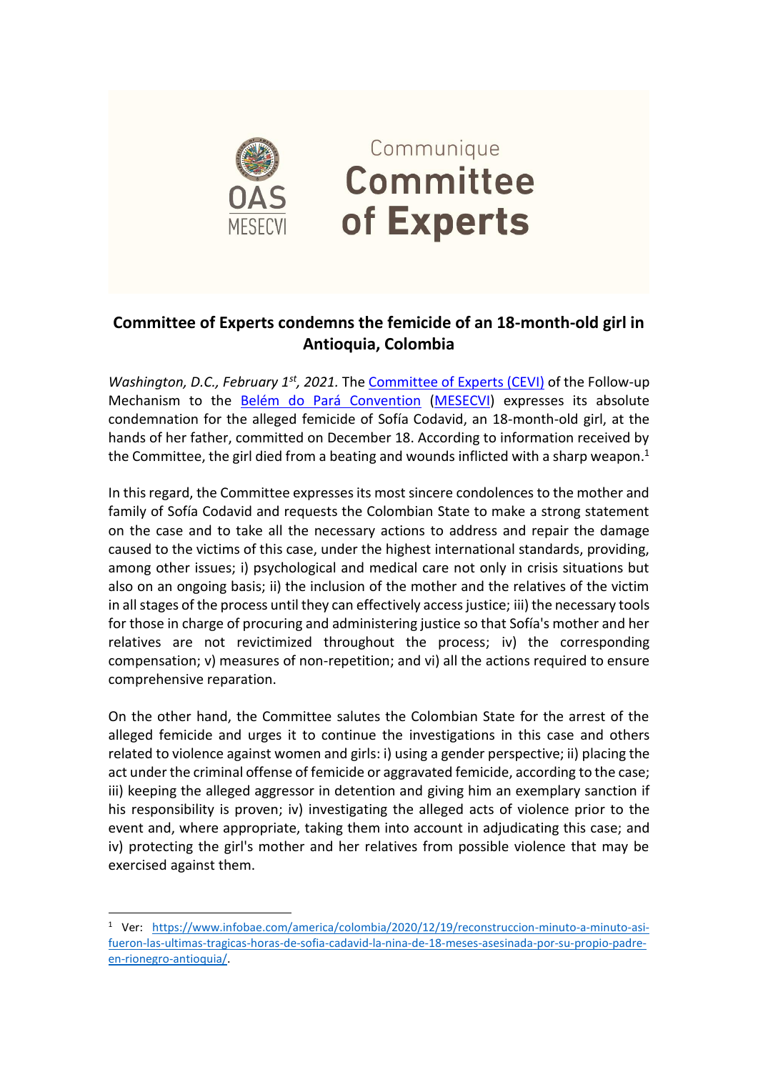OAS
MESECVI

Communique
# Committee of Experts

## Committee of Experts condemns the femicide of an 18-month-old girl in Antioquia, Colombia

*Washington, D.C., February 1st, 2021.* The [Committee of Experts (CEVI)](#) of the Follow-up Mechanism to the [Belém do Pará Convention](#) ([MESECVI](#)) expresses its absolute condemnation for the alleged femicide of Sofía Codavid, an 18-month-old girl, at the hands of her father, committed on December 18. According to information received by the Committee, the girl died from a beating and wounds inflicted with a sharp weapon.[1]

In this regard, the Committee expresses its most sincere condolences to the mother and family of Sofía Codavid and requests the Colombian State to make a strong statement on the case and to take all the necessary actions to address and repair the damage caused to the victims of this case, under the highest international standards, providing, among other issues; i) psychological and medical care not only in crisis situations but also on an ongoing basis; ii) the inclusion of the mother and the relatives of the victim in all stages of the process until they can effectively access justice; iii) the necessary tools for those in charge of procuring and administering justice so that Sofía's mother and her relatives are not revictimized throughout the process; iv) the corresponding compensation; v) measures of non-repetition; and vi) all the actions required to ensure comprehensive reparation.

On the other hand, the Committee salutes the Colombian State for the arrest of the alleged femicide and urges it to continue the investigations in this case and others related to violence against women and girls: i) using a gender perspective; ii) placing the act under the criminal offense of femicide or aggravated femicide, according to the case; iii) keeping the alleged aggressor in detention and giving him an exemplary sanction if his responsibility is proven; iv) investigating the alleged acts of violence prior to the event and, where appropriate, taking them into account in adjudicating this case; and iv) protecting the girl's mother and her relatives from possible violence that may be exercised against them.

---

[1] Ver: [https://www.infobae.com/america/colombia/2020/12/19/reconstruccion-minuto-a-minuto-asi-fueron-las-ultimas-tragicas-horas-de-sofia-cadavid-la-nina-de-18-meses-asesinada-por-su-propio-padre-en-rionegro-antioquia/](https://www.infobae.com/america/colombia/2020/12/19/reconstruccion-minuto-a-minuto-asi-fueron-las-ultimas-tragicas-horas-de-sofia-cadavid-la-nina-de-18-meses-asesinada-por-su-propio-padre-en-rionegro-antioquia/).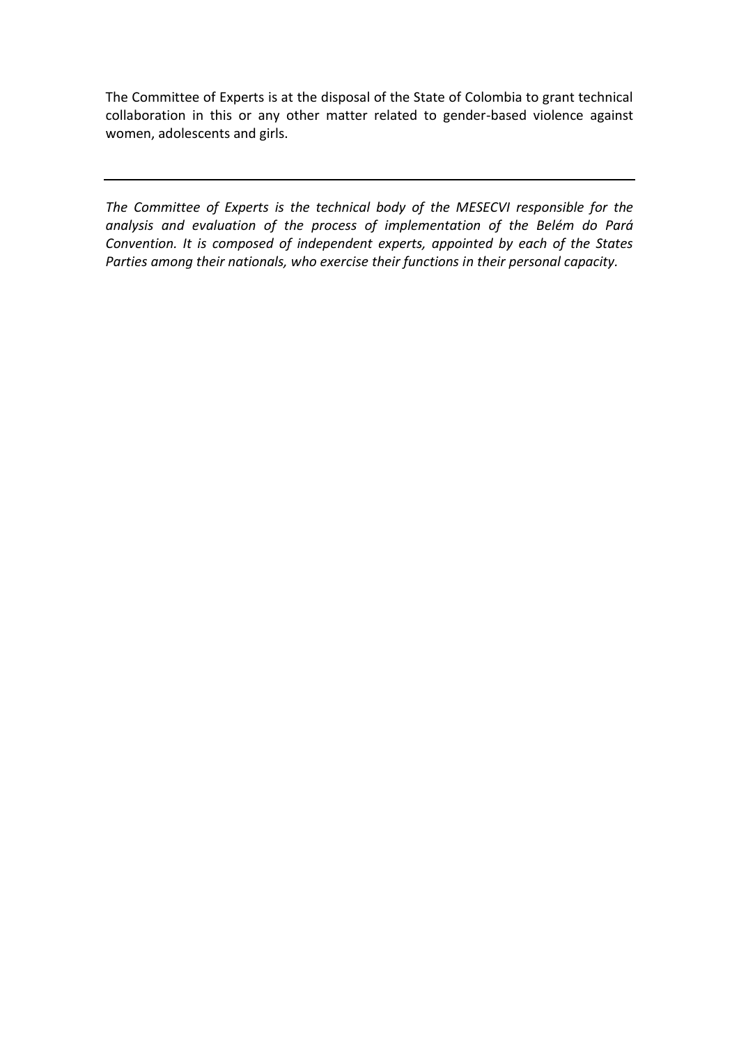The Committee of Experts is at the disposal of the State of Colombia to grant technical collaboration in this or any other matter related to gender-based violence against women, adolescents and girls.

---

*The Committee of Experts is the technical body of the MESECVI responsible for the analysis and evaluation of the process of implementation of the Belém do Pará Convention. It is composed of independent experts, appointed by each of the States Parties among their nationals, who exercise their functions in their personal capacity.*